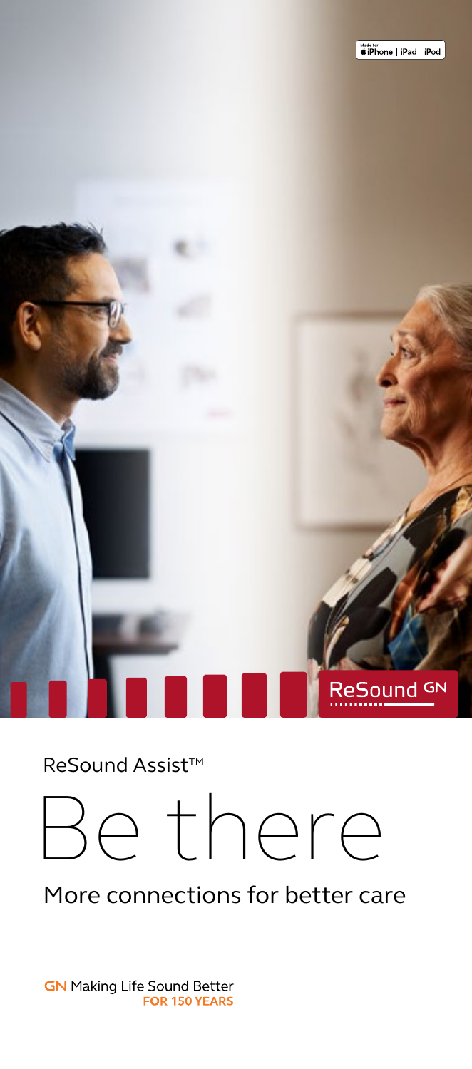Made for iPhone | iPad | iPod

ReSound GN

ReSound Assist™

# Be there

## More connections for better care

GN Making Life Sound Better
**FOR 150 YEARS**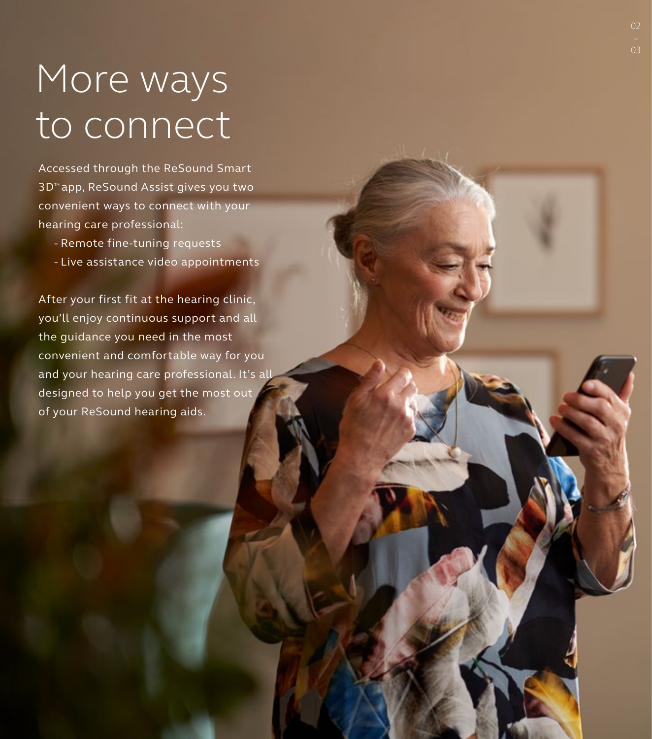# More ways to connect

Accessed through the ReSound Smart 3D™ app, ReSound Assist gives you two convenient ways to connect with your hearing care professional:

- Remote fine-tuning requests
- Live assistance video appointments

After your first fit at the hearing clinic, you'll enjoy continuous support and all the guidance you need in the most convenient and comfortable way for you and your hearing care professional. It's all designed to help you get the most out of your ReSound hearing aids.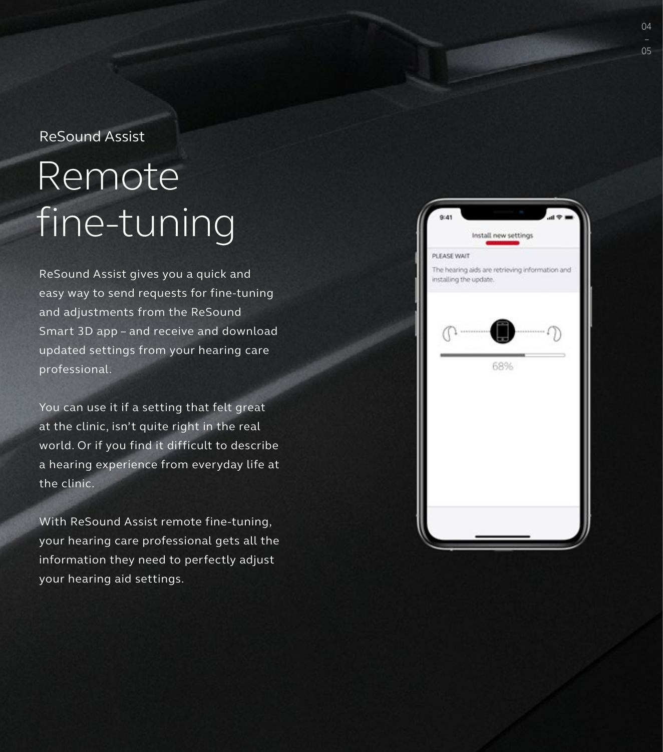ReSound Assist

# Remote fine-tuning

ReSound Assist gives you a quick and easy way to send requests for fine-tuning and adjustments from the ReSound Smart 3D app – and receive and download updated settings from your hearing care professional.

You can use it if a setting that felt great at the clinic, isn't quite right in the real world. Or if you find it difficult to describe a hearing experience from everyday life at the clinic.

With ReSound Assist remote fine-tuning, your hearing care professional gets all the information they need to perfectly adjust your hearing aid settings.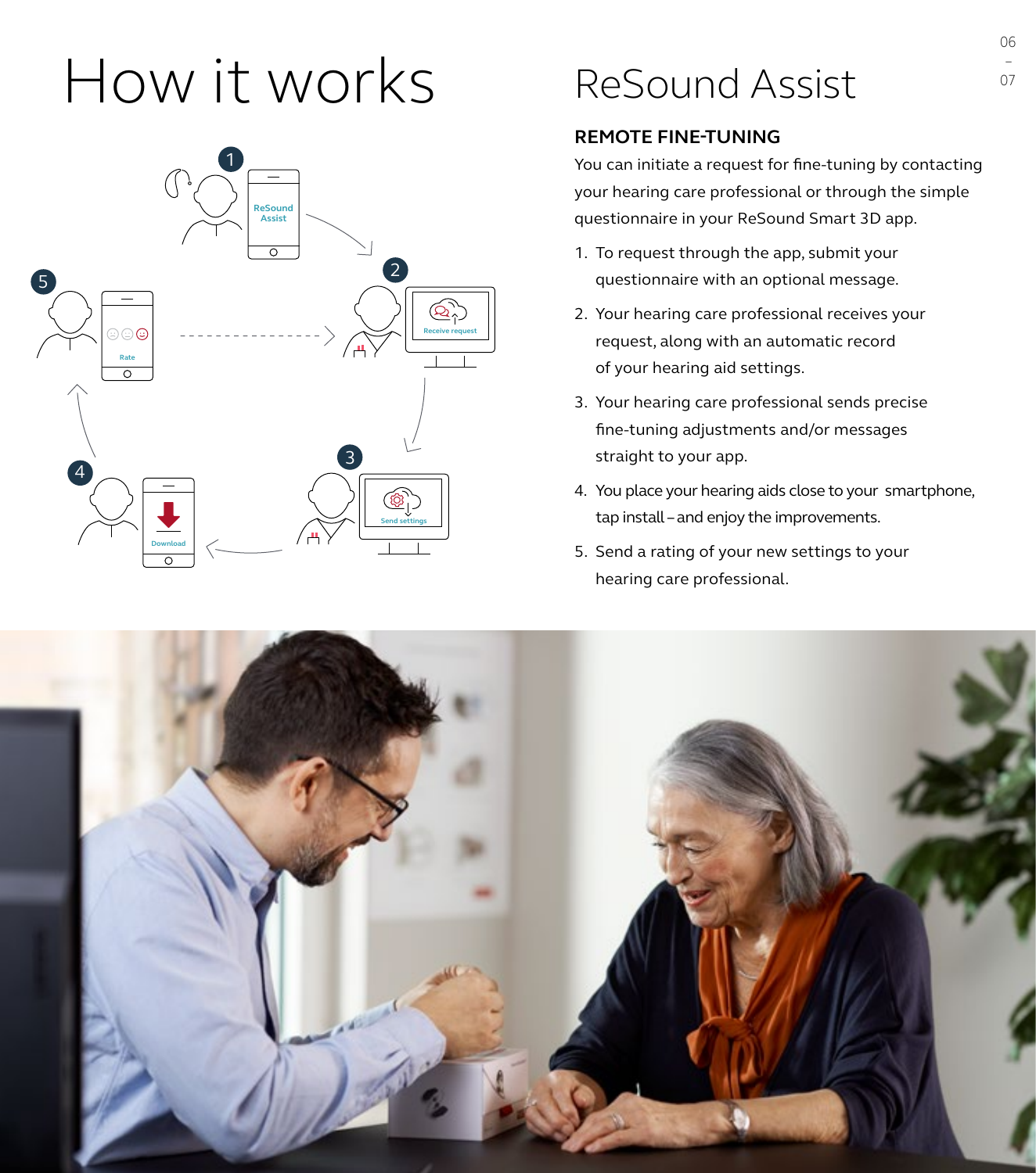# How it works

1

ReSound Assist

2

Receive request

3

Send settings

4

Download

5

Rate

# ReSound Assist

### REMOTE FINE-TUNING

You can initiate a request for fine-tuning by contacting your hearing care professional or through the simple questionnaire in your ReSound Smart 3D app.

1. To request through the app, submit your questionnaire with an optional message.
2. Your hearing care professional receives your request, along with an automatic record of your hearing aid settings.
3. Your hearing care professional sends precise fine-tuning adjustments and/or messages straight to your app.
4. You place your hearing aids close to your smartphone, tap install – and enjoy the improvements.
5. Send a rating of your new settings to your hearing care professional.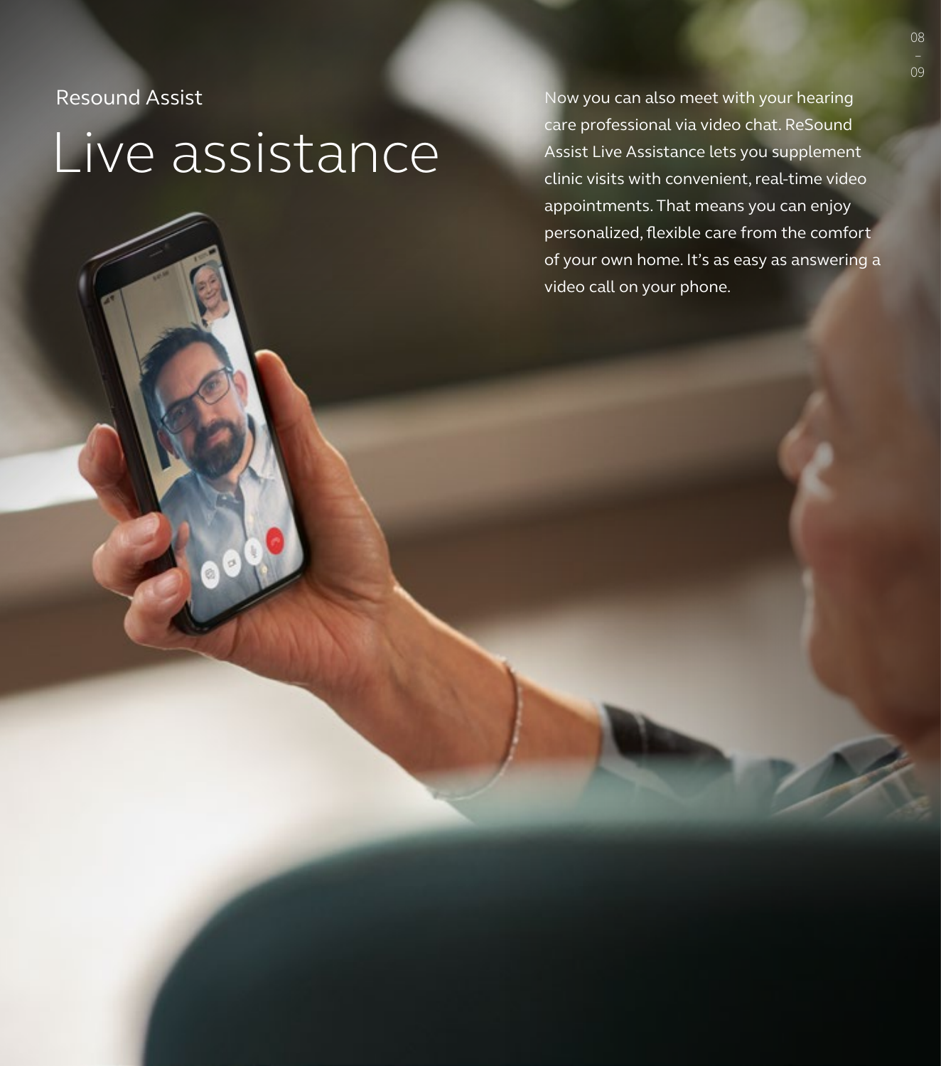Resound Assist

# Live assistance

Now you can also meet with your hearing care professional via video chat. ReSound Assist Live Assistance lets you supplement clinic visits with convenient, real-time video appointments. That means you can enjoy personalized, flexible care from the comfort of your own home. It's as easy as answering a video call on your phone.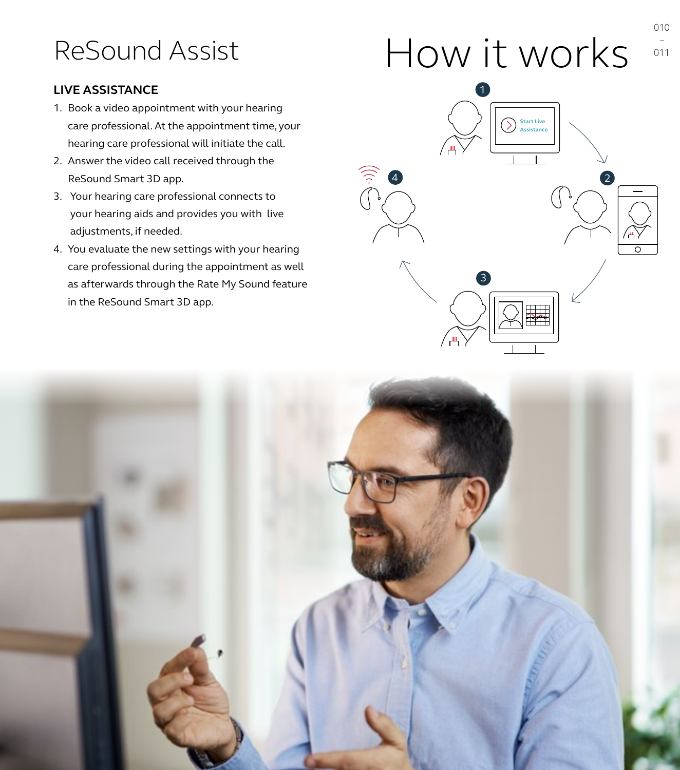# ReSound Assist

## How it works

**LIVE ASSISTANCE**

1. Book a video appointment with your hearing care professional. At the appointment time, your hearing care professional will initiate the call.
2. Answer the video call received through the ReSound Smart 3D app.
3. Your hearing care professional connects to your hearing aids and provides you with live adjustments, if needed.
4. You evaluate the new settings with your hearing care professional during the appointment as well as afterwards through the Rate My Sound feature in the ReSound Smart 3D app.

1

Start Live Assistance

2

3

4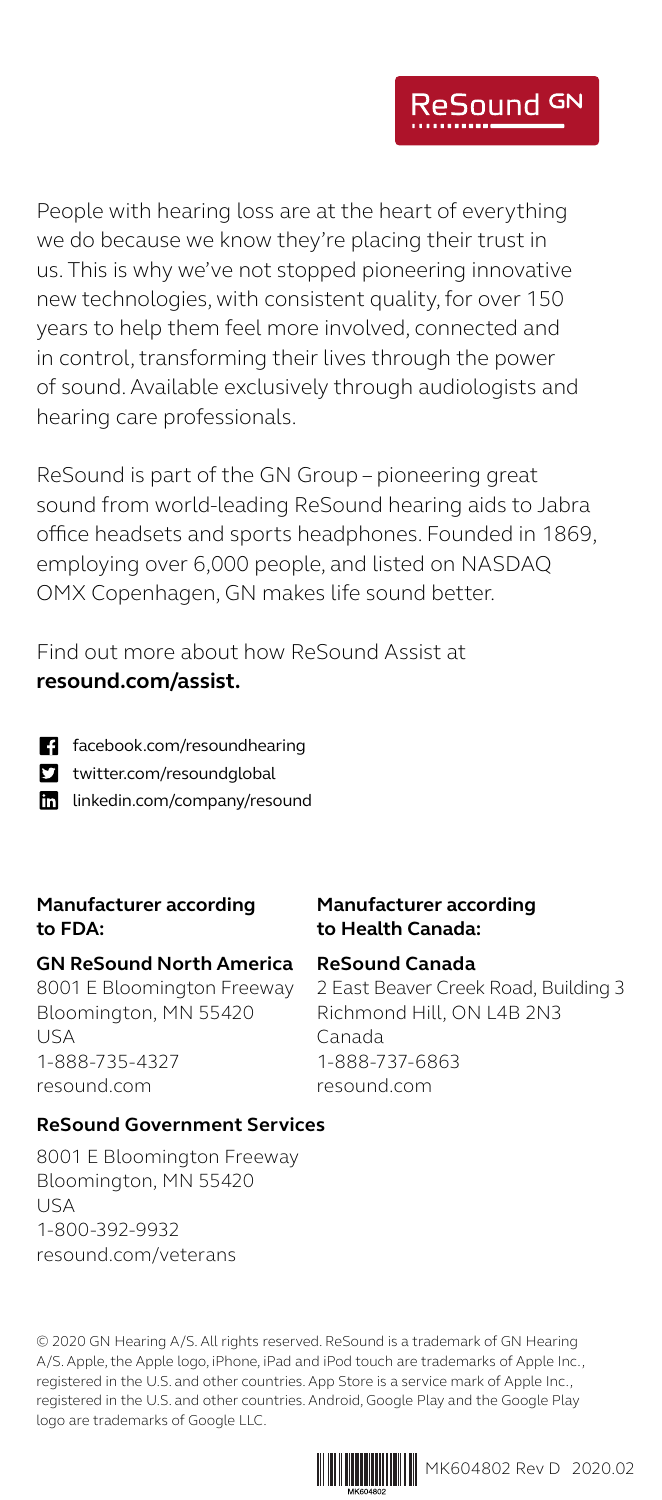ReSound GN

People with hearing loss are at the heart of everything we do because we know they're placing their trust in us. This is why we've not stopped pioneering innovative new technologies, with consistent quality, for over 150 years to help them feel more involved, connected and in control, transforming their lives through the power of sound. Available exclusively through audiologists and hearing care professionals.

ReSound is part of the GN Group – pioneering great sound from world-leading ReSound hearing aids to Jabra office headsets and sports headphones. Founded in 1869, employing over 6,000 people, and listed on NASDAQ OMX Copenhagen, GN makes life sound better.

Find out more about how ReSound Assist at
**resound.com/assist.**

- facebook.com/resoundhearing
- twitter.com/resoundglobal
- linkedin.com/company/resound

**Manufacturer according to FDA:**

**GN ReSound North America**
8001 E Bloomington Freeway
Bloomington, MN 55420
USA
1-888-735-4327
resound.com

**Manufacturer according to Health Canada:**

**ReSound Canada**
2 East Beaver Creek Road, Building 3
Richmond Hill, ON L4B 2N3
Canada
1-888-737-6863
resound.com

**ReSound Government Services**

8001 E Bloomington Freeway
Bloomington, MN 55420
USA
1-800-392-9932
resound.com/veterans

© 2020 GN Hearing A/S. All rights reserved. ReSound is a trademark of GN Hearing A/S. Apple, the Apple logo, iPhone, iPad and iPod touch are trademarks of Apple Inc., registered in the U.S. and other countries. App Store is a service mark of Apple Inc., registered in the U.S. and other countries. Android, Google Play and the Google Play logo are trademarks of Google LLC.

MK604802

MK604802 Rev D 2020.02